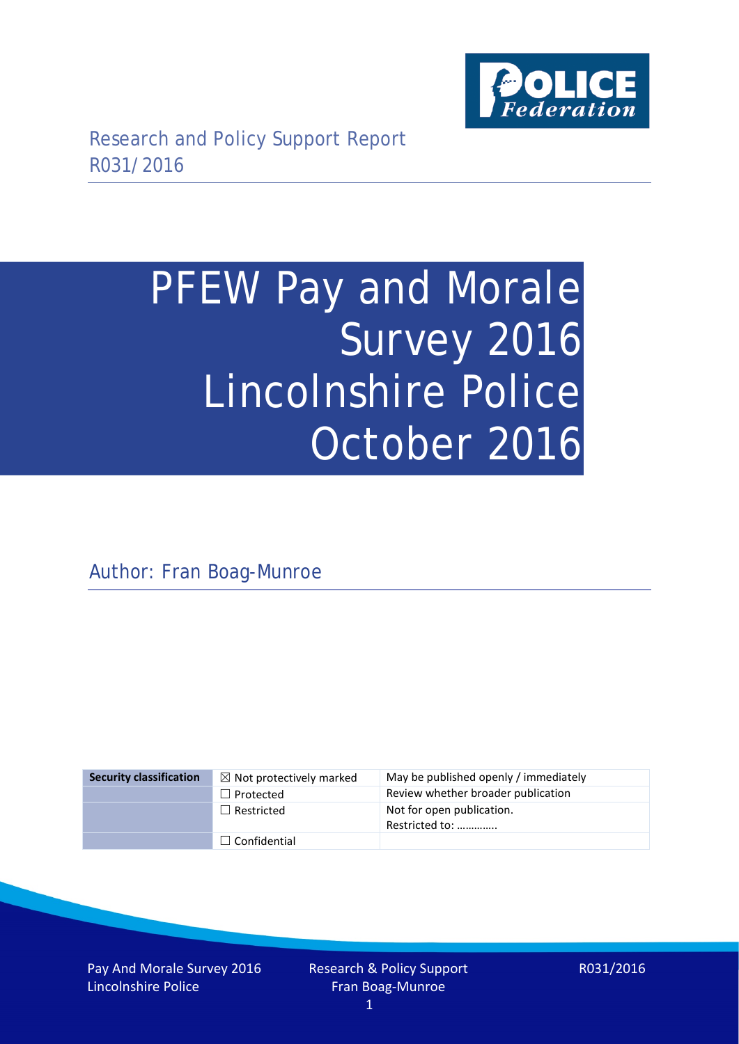Research and Policy Support Report
R031/2016

# PFEW Pay and Morale Survey 2016 Lincolnshire Police October 2016

Author: Fran Boag-Munroe

| Security classification | ☒ Not protectively marked | May be published openly / immediately |
|---|---|---|
| | ☐ Protected | Review whether broader publication |
| | ☐ Restricted | Not for open publication. Restricted to: ………….. |
| | ☐ Confidential | |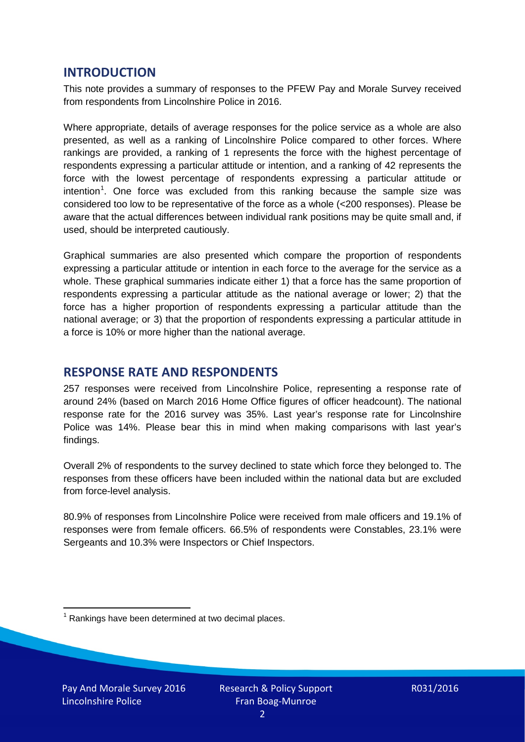## INTRODUCTION

This note provides a summary of responses to the PFEW Pay and Morale Survey received from respondents from Lincolnshire Police in 2016.

Where appropriate, details of average responses for the police service as a whole are also presented, as well as a ranking of Lincolnshire Police compared to other forces. Where rankings are provided, a ranking of 1 represents the force with the highest percentage of respondents expressing a particular attitude or intention, and a ranking of 42 represents the force with the lowest percentage of respondents expressing a particular attitude or intention[1]. One force was excluded from this ranking because the sample size was considered too low to be representative of the force as a whole (<200 responses). Please be aware that the actual differences between individual rank positions may be quite small and, if used, should be interpreted cautiously.

Graphical summaries are also presented which compare the proportion of respondents expressing a particular attitude or intention in each force to the average for the service as a whole. These graphical summaries indicate either 1) that a force has the same proportion of respondents expressing a particular attitude as the national average or lower; 2) that the force has a higher proportion of respondents expressing a particular attitude than the national average; or 3) that the proportion of respondents expressing a particular attitude in a force is 10% or more higher than the national average.

## RESPONSE RATE AND RESPONDENTS

257 responses were received from Lincolnshire Police, representing a response rate of around 24% (based on March 2016 Home Office figures of officer headcount). The national response rate for the 2016 survey was 35%. Last year's response rate for Lincolnshire Police was 14%. Please bear this in mind when making comparisons with last year's findings.

Overall 2% of respondents to the survey declined to state which force they belonged to. The responses from these officers have been included within the national data but are excluded from force-level analysis.

80.9% of responses from Lincolnshire Police were received from male officers and 19.1% of responses were from female officers. 66.5% of respondents were Constables, 23.1% were Sergeants and 10.3% were Inspectors or Chief Inspectors.

[1] Rankings have been determined at two decimal places.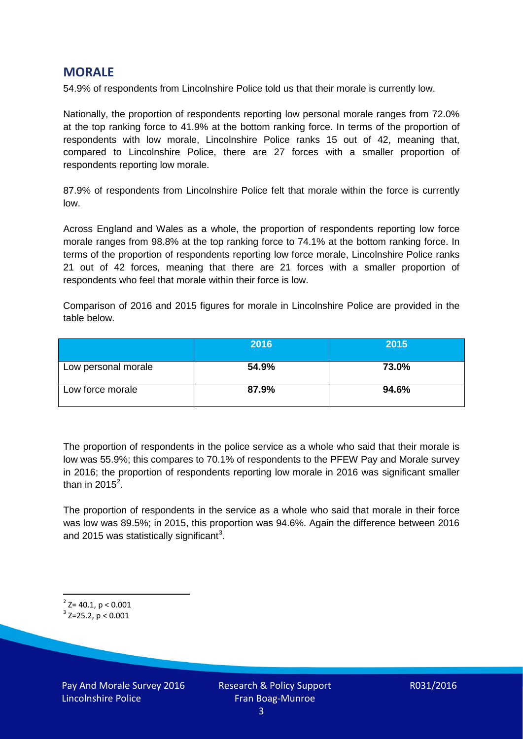## MORALE

54.9% of respondents from Lincolnshire Police told us that their morale is currently low.

Nationally, the proportion of respondents reporting low personal morale ranges from 72.0% at the top ranking force to 41.9% at the bottom ranking force. In terms of the proportion of respondents with low morale, Lincolnshire Police ranks 15 out of 42, meaning that, compared to Lincolnshire Police, there are 27 forces with a smaller proportion of respondents reporting low morale.

87.9% of respondents from Lincolnshire Police felt that morale within the force is currently low.

Across England and Wales as a whole, the proportion of respondents reporting low force morale ranges from 98.8% at the top ranking force to 74.1% at the bottom ranking force. In terms of the proportion of respondents reporting low force morale, Lincolnshire Police ranks 21 out of 42 forces, meaning that there are 21 forces with a smaller proportion of respondents who feel that morale within their force is low.

Comparison of 2016 and 2015 figures for morale in Lincolnshire Police are provided in the table below.

| | 2016 | 2015 |
|---|---|---|
| Low personal morale | **54.9%** | **73.0%** |
| Low force morale | **87.9%** | **94.6%** |

The proportion of respondents in the police service as a whole who said that their morale is low was 55.9%; this compares to 70.1% of respondents to the PFEW Pay and Morale survey in 2016; the proportion of respondents reporting low morale in 2016 was significant smaller than in 2015[2].

The proportion of respondents in the service as a whole who said that morale in their force was low was 89.5%; in 2015, this proportion was 94.6%. Again the difference between 2016 and 2015 was statistically significant[3].

[2] $Z= 40.1$, $p < 0.001$

[3] $Z=25.2$, $p < 0.001$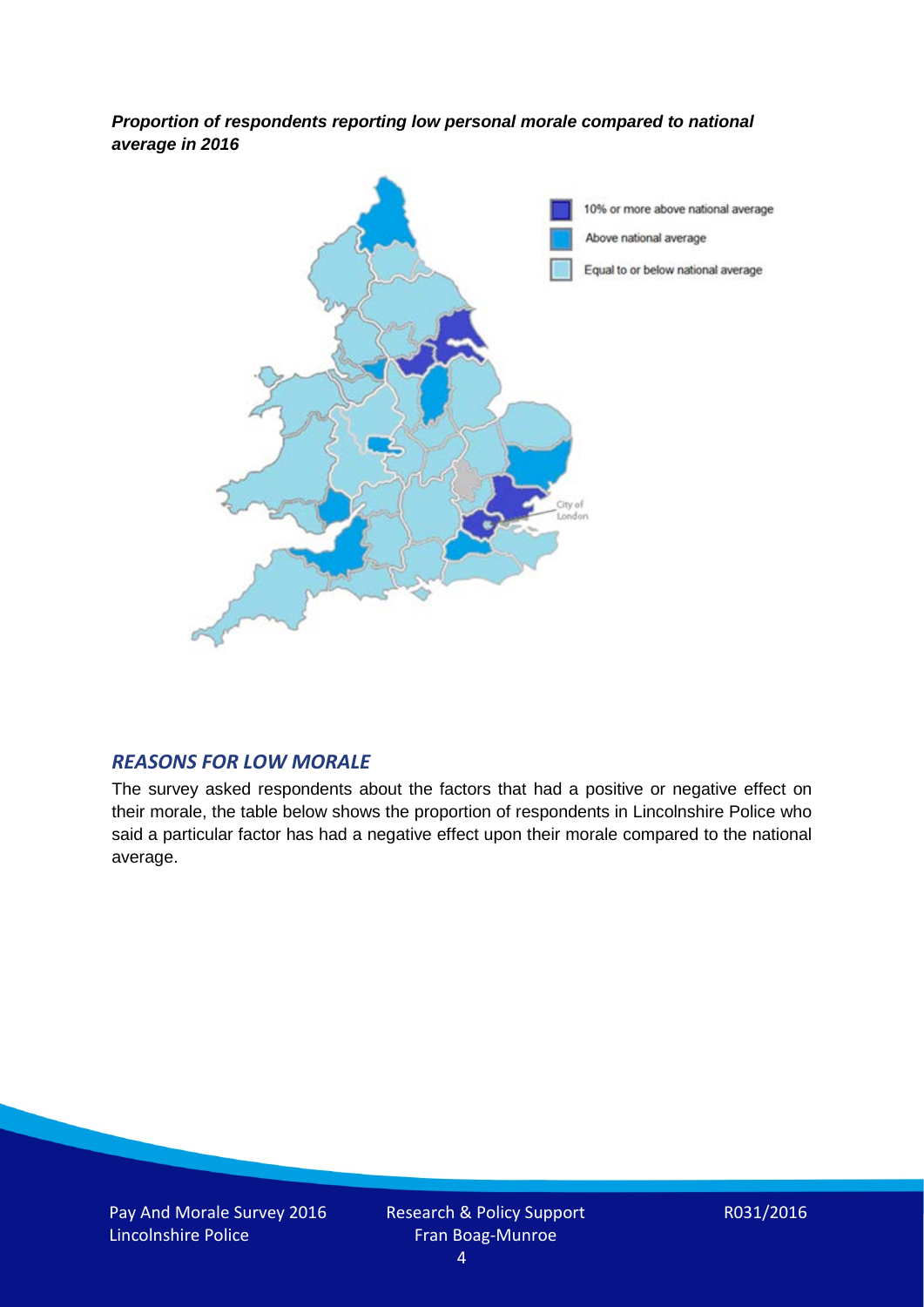***Proportion of respondents reporting low personal morale compared to national average in 2016***

10% or more above national average

Above national average

Equal to or below national average

## *REASONS FOR LOW MORALE*

The survey asked respondents about the factors that had a positive or negative effect on their morale, the table below shows the proportion of respondents in Lincolnshire Police who said a particular factor has had a negative effect upon their morale compared to the national average.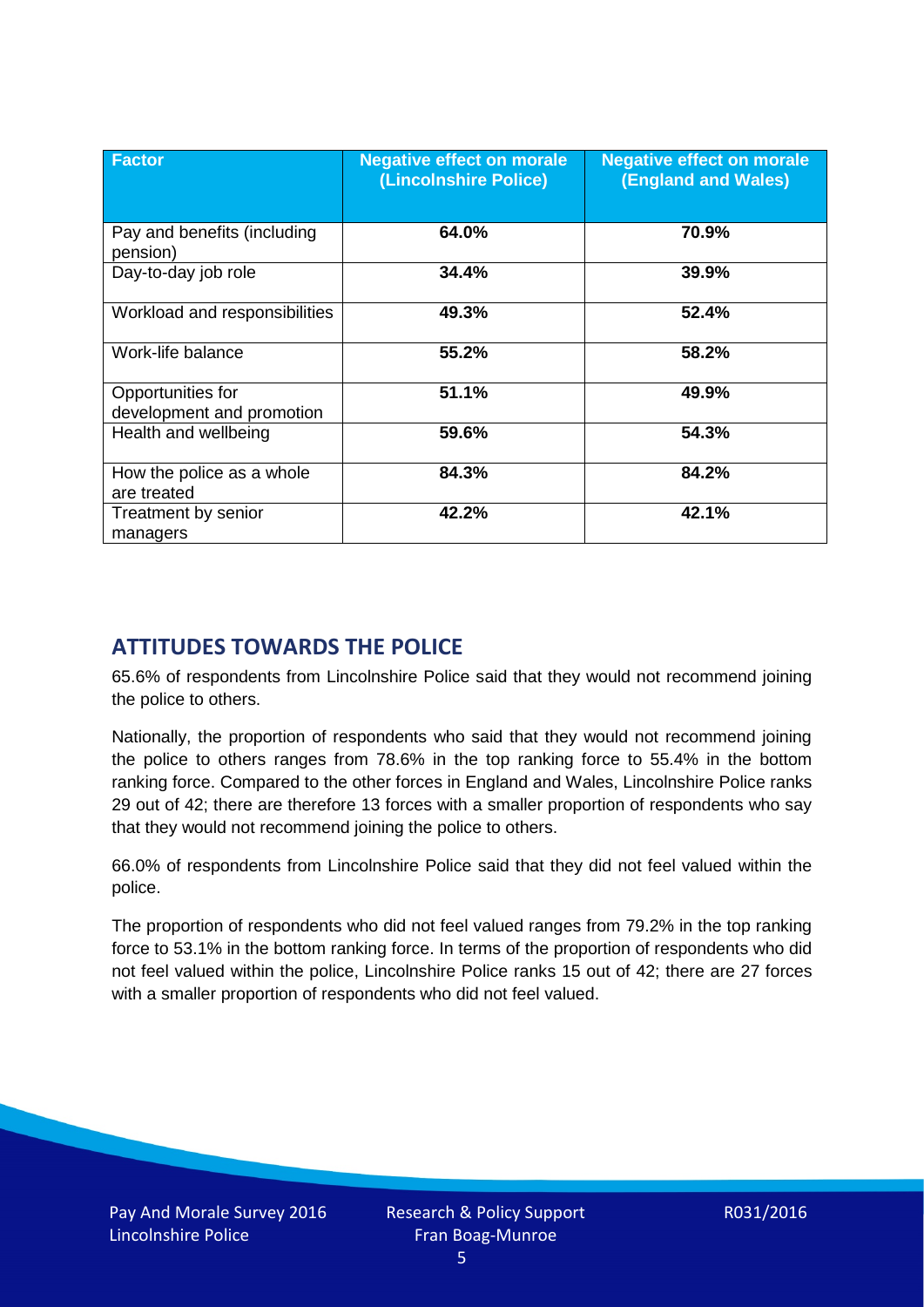| Factor | Negative effect on morale (Lincolnshire Police) | Negative effect on morale (England and Wales) |
|---|---|---|
| Pay and benefits (including pension) | **64.0%** | **70.9%** |
| Day-to-day job role | **34.4%** | **39.9%** |
| Workload and responsibilities | **49.3%** | **52.4%** |
| Work-life balance | **55.2%** | **58.2%** |
| Opportunities for development and promotion | **51.1%** | **49.9%** |
| Health and wellbeing | **59.6%** | **54.3%** |
| How the police as a whole are treated | **84.3%** | **84.2%** |
| Treatment by senior managers | **42.2%** | **42.1%** |

## ATTITUDES TOWARDS THE POLICE

65.6% of respondents from Lincolnshire Police said that they would not recommend joining the police to others.

Nationally, the proportion of respondents who said that they would not recommend joining the police to others ranges from 78.6% in the top ranking force to 55.4% in the bottom ranking force. Compared to the other forces in England and Wales, Lincolnshire Police ranks 29 out of 42; there are therefore 13 forces with a smaller proportion of respondents who say that they would not recommend joining the police to others.

66.0% of respondents from Lincolnshire Police said that they did not feel valued within the police.

The proportion of respondents who did not feel valued ranges from 79.2% in the top ranking force to 53.1% in the bottom ranking force. In terms of the proportion of respondents who did not feel valued within the police, Lincolnshire Police ranks 15 out of 42; there are 27 forces with a smaller proportion of respondents who did not feel valued.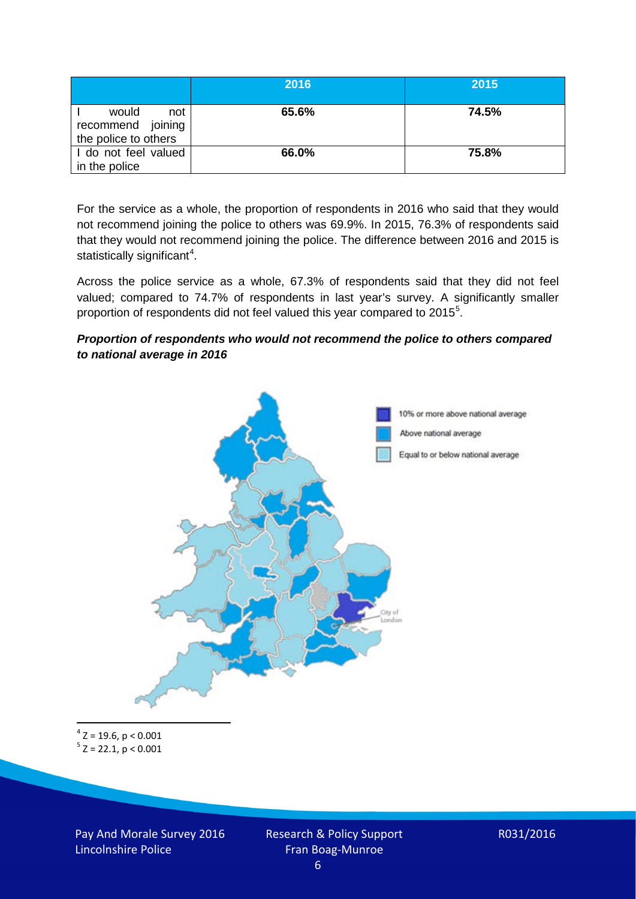| | 2016 | 2015 |
|---|---|---|
| I would not recommend joining the police to others | **65.6%** | **74.5%** |
| I do not feel valued in the police | **66.0%** | **75.8%** |

For the service as a whole, the proportion of respondents in 2016 who said that they would not recommend joining the police to others was 69.9%. In 2015, 76.3% of respondents said that they would not recommend joining the police. The difference between 2016 and 2015 is statistically significant[4].

Across the police service as a whole, 67.3% of respondents said that they did not feel valued; compared to 74.7% of respondents in last year's survey. A significantly smaller proportion of respondents did not feel valued this year compared to 2015[5].

***Proportion of respondents who would not recommend the police to others compared to national average in 2016***

10% or more above national average

Above national average

Equal to or below national average

City of London

[4] $Z = 19.6$, $p < 0.001$

[5] $Z = 22.1$, $p < 0.001$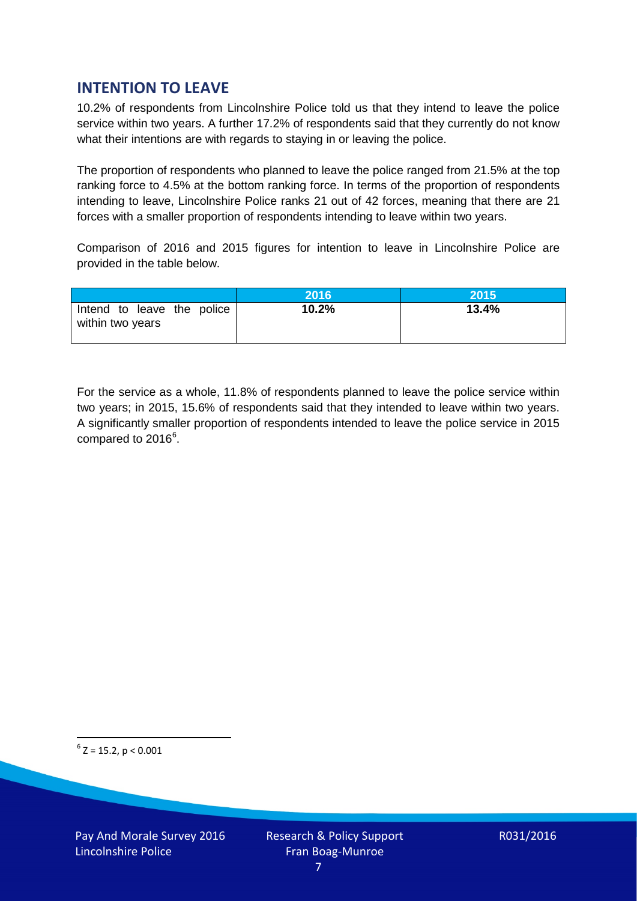## INTENTION TO LEAVE

10.2% of respondents from Lincolnshire Police told us that they intend to leave the police service within two years. A further 17.2% of respondents said that they currently do not know what their intentions are with regards to staying in or leaving the police.

The proportion of respondents who planned to leave the police ranged from 21.5% at the top ranking force to 4.5% at the bottom ranking force. In terms of the proportion of respondents intending to leave, Lincolnshire Police ranks 21 out of 42 forces, meaning that there are 21 forces with a smaller proportion of respondents intending to leave within two years.

Comparison of 2016 and 2015 figures for intention to leave in Lincolnshire Police are provided in the table below.

| | 2016 | 2015 |
|---|---|---|
| Intend to leave the police within two years | **10.2%** | **13.4%** |

For the service as a whole, 11.8% of respondents planned to leave the police service within two years; in 2015, 15.6% of respondents said that they intended to leave within two years. A significantly smaller proportion of respondents intended to leave the police service in 2015 compared to 2016[6].

[6] $Z = 15.2$, $p < 0.001$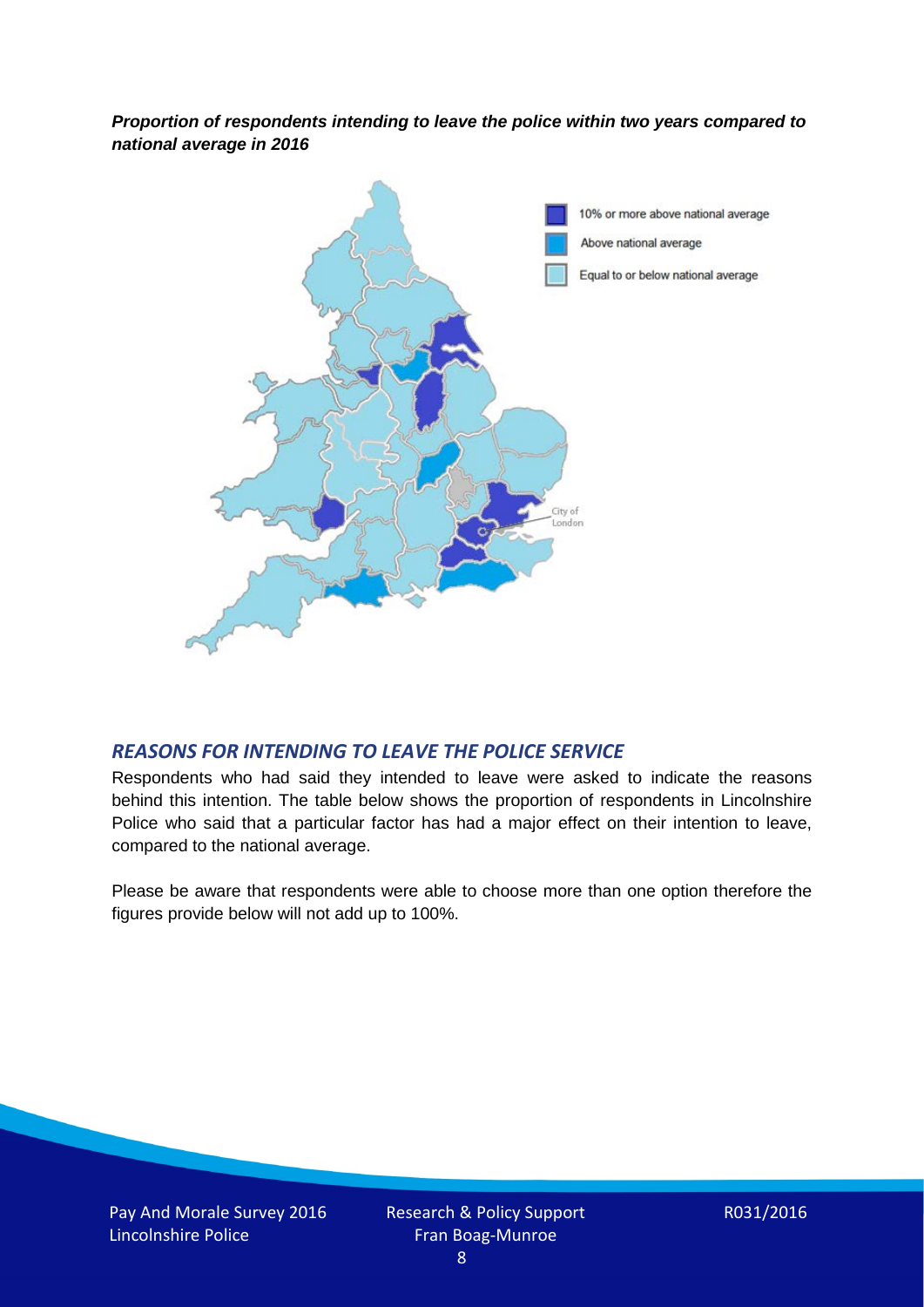***Proportion of respondents intending to leave the police within two years compared to national average in 2016***

10% or more above national average

Above national average

Equal to or below national average

City of London

## *REASONS FOR INTENDING TO LEAVE THE POLICE SERVICE*

Respondents who had said they intended to leave were asked to indicate the reasons behind this intention. The table below shows the proportion of respondents in Lincolnshire Police who said that a particular factor has had a major effect on their intention to leave, compared to the national average.

Please be aware that respondents were able to choose more than one option therefore the figures provide below will not add up to 100%.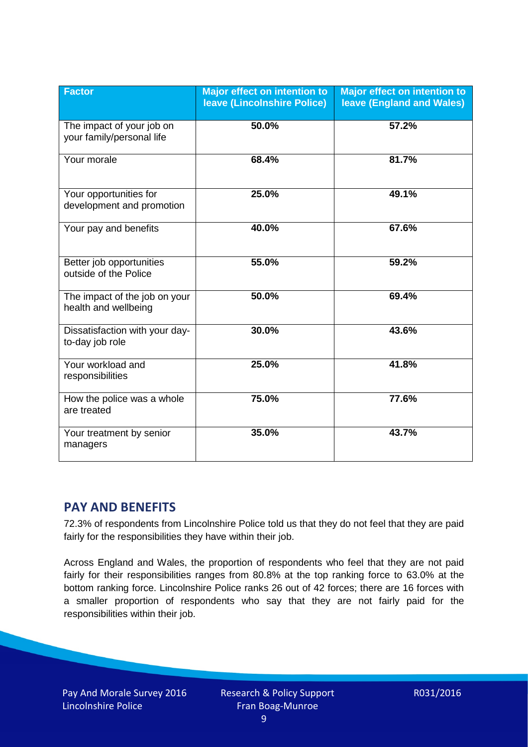| Factor | Major effect on intention to leave (Lincolnshire Police) | Major effect on intention to leave (England and Wales) |
|---|---|---|
| The impact of your job on your family/personal life | 50.0% | 57.2% |
| Your morale | 68.4% | 81.7% |
| Your opportunities for development and promotion | 25.0% | 49.1% |
| Your pay and benefits | 40.0% | 67.6% |
| Better job opportunities outside of the Police | 55.0% | 59.2% |
| The impact of the job on your health and wellbeing | 50.0% | 69.4% |
| Dissatisfaction with your day-to-day job role | 30.0% | 43.6% |
| Your workload and responsibilities | 25.0% | 41.8% |
| How the police was a whole are treated | 75.0% | 77.6% |
| Your treatment by senior managers | 35.0% | 43.7% |

## PAY AND BENEFITS

72.3% of respondents from Lincolnshire Police told us that they do not feel that they are paid fairly for the responsibilities they have within their job.

Across England and Wales, the proportion of respondents who feel that they are not paid fairly for their responsibilities ranges from 80.8% at the top ranking force to 63.0% at the bottom ranking force. Lincolnshire Police ranks 26 out of 42 forces; there are 16 forces with a smaller proportion of respondents who say that they are not fairly paid for the responsibilities within their job.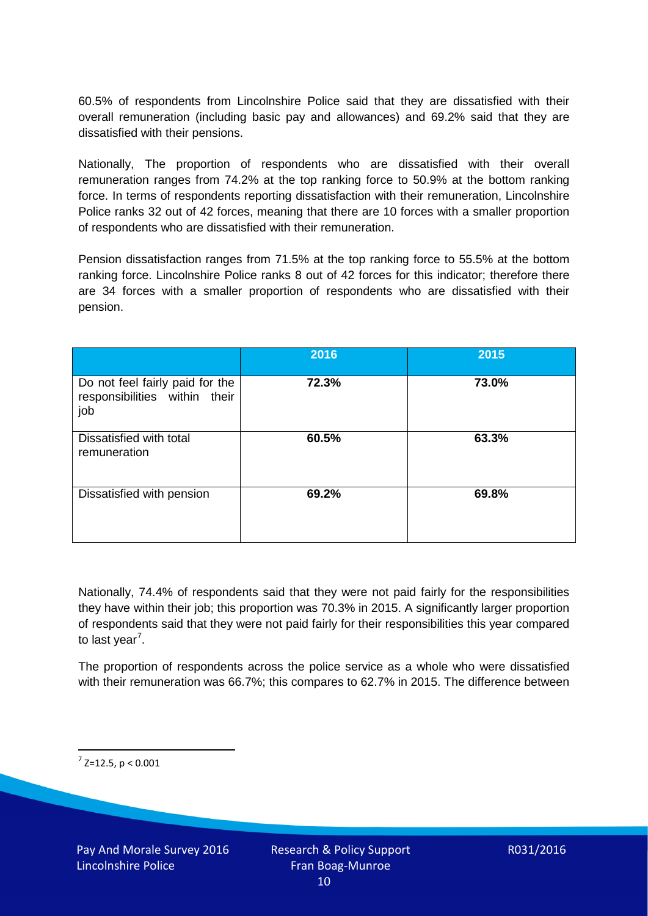60.5% of respondents from Lincolnshire Police said that they are dissatisfied with their overall remuneration (including basic pay and allowances) and 69.2% said that they are dissatisfied with their pensions.

Nationally, The proportion of respondents who are dissatisfied with their overall remuneration ranges from 74.2% at the top ranking force to 50.9% at the bottom ranking force. In terms of respondents reporting dissatisfaction with their remuneration, Lincolnshire Police ranks 32 out of 42 forces, meaning that there are 10 forces with a smaller proportion of respondents who are dissatisfied with their remuneration.

Pension dissatisfaction ranges from 71.5% at the top ranking force to 55.5% at the bottom ranking force. Lincolnshire Police ranks 8 out of 42 forces for this indicator; therefore there are 34 forces with a smaller proportion of respondents who are dissatisfied with their pension.

| | 2016 | 2015 |
| --- | --- | --- |
| Do not feel fairly paid for the responsibilities within their job | **72.3%** | **73.0%** |
| Dissatisfied with total remuneration | **60.5%** | **63.3%** |
| Dissatisfied with pension | **69.2%** | **69.8%** |

Nationally, 74.4% of respondents said that they were not paid fairly for the responsibilities they have within their job; this proportion was 70.3% in 2015. A significantly larger proportion of respondents said that they were not paid fairly for their responsibilities this year compared to last year[7].

The proportion of respondents across the police service as a whole who were dissatisfied with their remuneration was 66.7%; this compares to 62.7% in 2015. The difference between

[7] $Z=12.5$, $p < 0.001$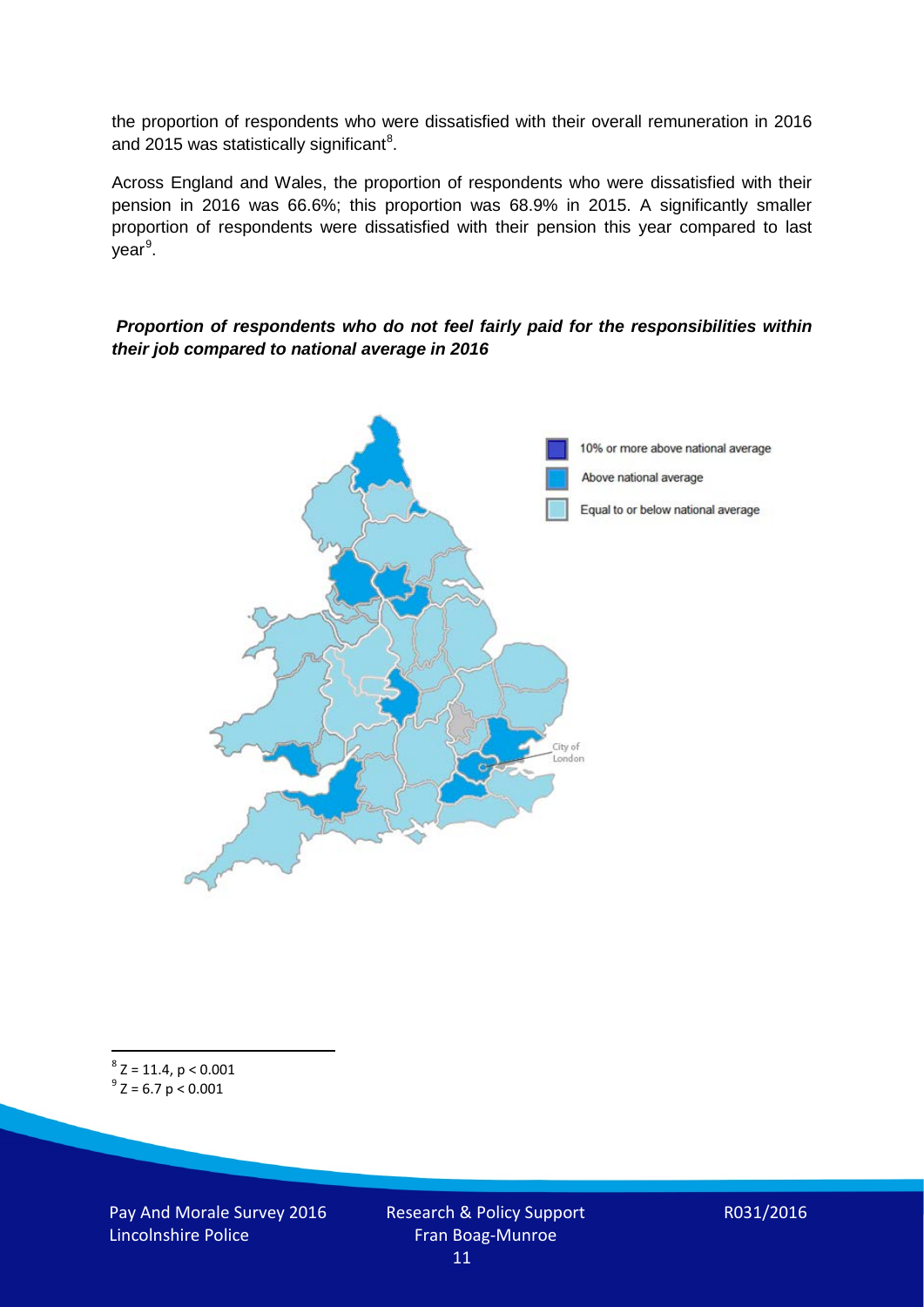the proportion of respondents who were dissatisfied with their overall remuneration in 2016 and 2015 was statistically significant[8].

Across England and Wales, the proportion of respondents who were dissatisfied with their pension in 2016 was 66.6%; this proportion was 68.9% in 2015. A significantly smaller proportion of respondents were dissatisfied with their pension this year compared to last year[9].

***Proportion of respondents who do not feel fairly paid for the responsibilities within their job compared to national average in 2016***

10% or more above national average

Above national average

Equal to or below national average

City of London

[8] $Z = 11.4, p < 0.001$

[9] $Z = 6.7\ p < 0.001$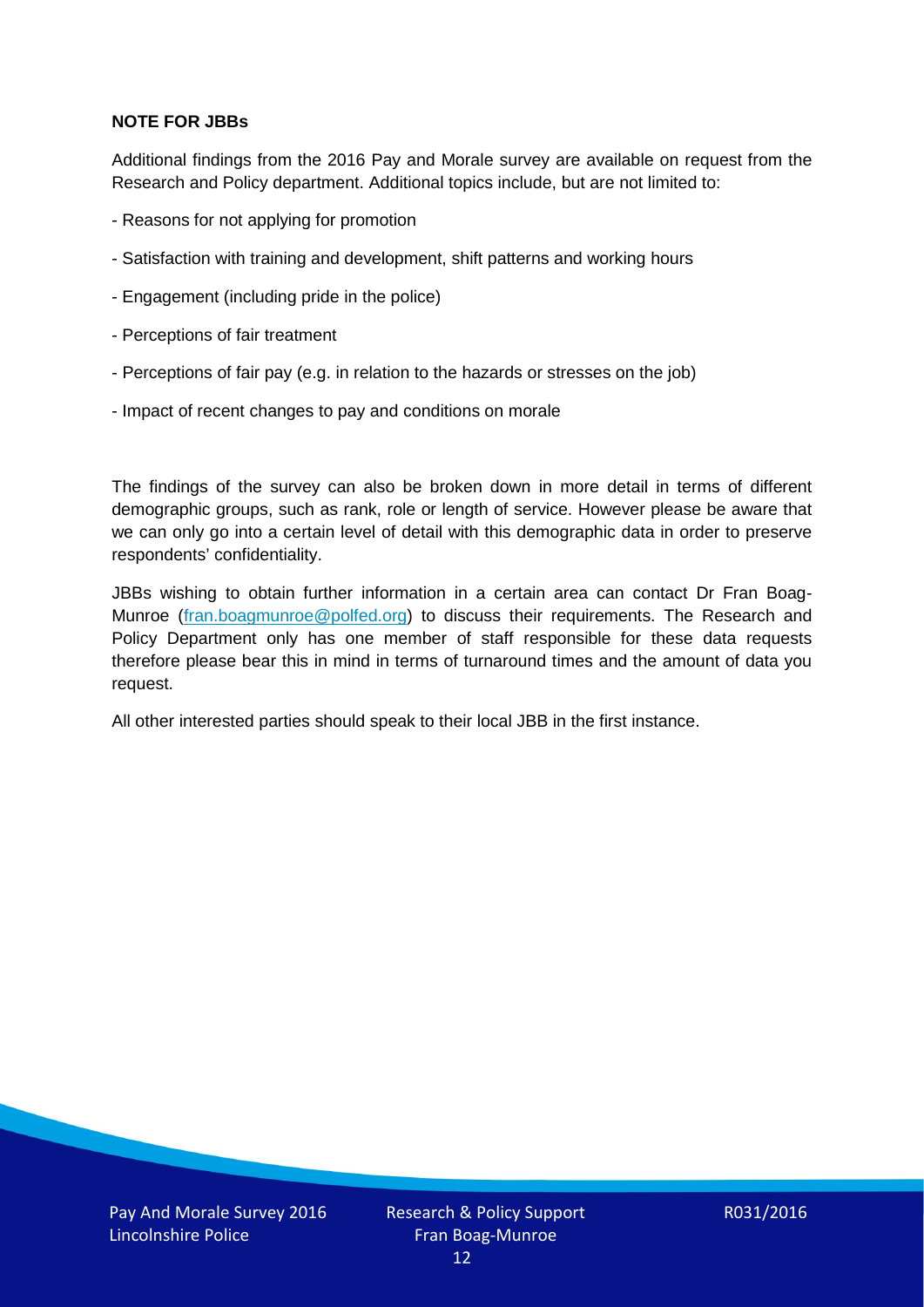**NOTE FOR JBBs**

Additional findings from the 2016 Pay and Morale survey are available on request from the Research and Policy department. Additional topics include, but are not limited to:

- Reasons for not applying for promotion
- Satisfaction with training and development, shift patterns and working hours
- Engagement (including pride in the police)
- Perceptions of fair treatment
- Perceptions of fair pay (e.g. in relation to the hazards or stresses on the job)
- Impact of recent changes to pay and conditions on morale

The findings of the survey can also be broken down in more detail in terms of different demographic groups, such as rank, role or length of service. However please be aware that we can only go into a certain level of detail with this demographic data in order to preserve respondents' confidentiality.

JBBs wishing to obtain further information in a certain area can contact Dr Fran Boag-Munroe (fran.boagmunroe@polfed.org) to discuss their requirements. The Research and Policy Department only has one member of staff responsible for these data requests therefore please bear this in mind in terms of turnaround times and the amount of data you request.

All other interested parties should speak to their local JBB in the first instance.